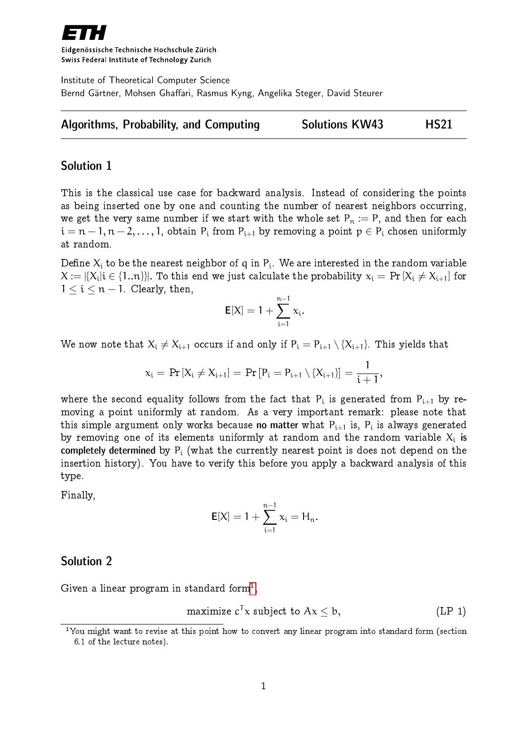Eidgenössische Technische Hochschule Zürich
Swiss Federal Institute of Technology Zurich

Institute of Theoretical Computer Science
Bernd Gärtner, Mohsen Ghaffari, Rasmus Kyng, Angelika Steger, David Steurer

**Algorithms, Probability, and Computing** — **Solutions KW43** — **HS21**

## Solution 1

This is the classical use case for backward analysis. Instead of considering the points as being inserted one by one and counting the number of nearest neighbors occurring, we get the very same number if we start with the whole set $P_n := P$, and then for each $i = n-1, n-2, \ldots, 1$, obtain $P_i$ from $P_{i+1}$ by removing a point $p \in P_i$ chosen uniformly at random.

Define $X_i$ to be the nearest neighbor of $q$ in $P_i$. We are interested in the random variable $X := |\{X_i | i \in \{1..n\}\}|$. To this end we just calculate the probability $x_i = \Pr[X_i \neq X_{i+1}]$ for $1 \leq i \leq n-1$. Clearly, then,

$$\mathbf{E}[X] = 1 + \sum_{i=1}^{n-1} x_i.$$

We now note that $X_i \neq X_{i+1}$ occurs if and only if $P_i = P_{i+1} \setminus \{X_{i+1}\}$. This yields that

$$x_i = \Pr[X_i \neq X_{i+1}] = \Pr[P_i = P_{i+1} \setminus \{X_{i+1}\}] = \frac{1}{i+1},$$

where the second equality follows from the fact that $P_i$ is generated from $P_{i+1}$ by removing a point uniformly at random. As a very important remark: please note that this simple argument only works because **no matter** what $P_{i+1}$ is, $P_i$ is always generated by removing one of its elements uniformly at random and the random variable $X_i$ **is completely determined** by $P_i$ (what the currently nearest point is does not depend on the insertion history). You have to verify this before you apply a backward analysis of this type.

Finally,

$$\mathbf{E}[X] = 1 + \sum_{i=1}^{n-1} x_i = H_n.$$

## Solution 2

Given a linear program in standard form[1],

$$\text{maximize } c^T x \text{ subject to } Ax \leq b, \tag{LP 1}$$

[1] You might want to revise at this point how to convert any linear program into standard form (section 6.1 of the lecture notes).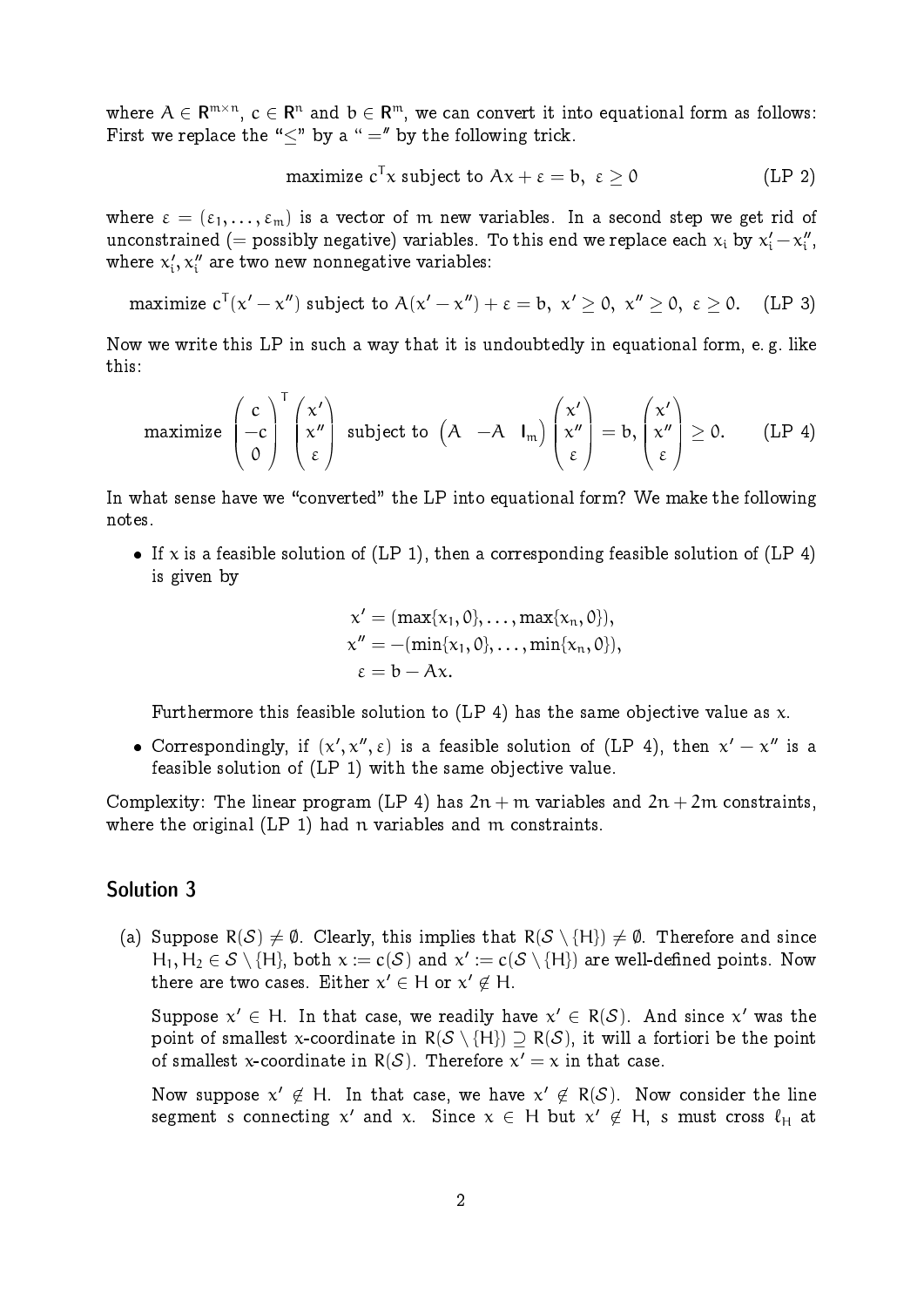where $A \in \mathbb{R}^{m \times n}$, $c \in \mathbb{R}^n$ and $b \in \mathbb{R}^m$, we can convert it into equational form as follows: First we replace the "$\leq$" by a "$=$" by the following trick.

$$\text{maximize } c^T x \text{ subject to } Ax + \varepsilon = b,\ \varepsilon \geq 0 \qquad \text{(LP 2)}$$

where $\varepsilon = (\varepsilon_1, \ldots, \varepsilon_m)$ is a vector of $m$ new variables. In a second step we get rid of unconstrained (= possibly negative) variables. To this end we replace each $x_i$ by $x'_i - x''_i$, where $x'_i, x''_i$ are two new nonnegative variables:

$$\text{maximize } c^T(x' - x'') \text{ subject to } A(x' - x'') + \varepsilon = b,\ x' \geq 0,\ x'' \geq 0,\ \varepsilon \geq 0. \qquad \text{(LP 3)}$$

Now we write this LP in such a way that it is undoubtedly in equational form, e. g. like this:

$$\text{maximize } \begin{pmatrix} c \\ -c \\ 0 \end{pmatrix}^T \begin{pmatrix} x' \\ x'' \\ \varepsilon \end{pmatrix} \text{ subject to } \begin{pmatrix} A & -A & I_m \end{pmatrix} \begin{pmatrix} x' \\ x'' \\ \varepsilon \end{pmatrix} = b,\ \begin{pmatrix} x' \\ x'' \\ \varepsilon \end{pmatrix} \geq 0. \qquad \text{(LP 4)}$$

In what sense have we "converted" the LP into equational form? We make the following notes.

- If $x$ is a feasible solution of (LP 1), then a corresponding feasible solution of (LP 4) is given by

$$\begin{aligned} x' &= (\max\{x_1, 0\}, \ldots, \max\{x_n, 0\}), \\ x'' &= -(\min\{x_1, 0\}, \ldots, \min\{x_n, 0\}), \\ \varepsilon &= b - Ax. \end{aligned}$$

  Furthermore this feasible solution to (LP 4) has the same objective value as $x$.

- Correspondingly, if $(x', x'', \varepsilon)$ is a feasible solution of (LP 4), then $x' - x''$ is a feasible solution of (LP 1) with the same objective value.

Complexity: The linear program (LP 4) has $2n + m$ variables and $2n + 2m$ constraints, where the original (LP 1) had $n$ variables and $m$ constraints.

## Solution 3

(a) Suppose $R(\mathcal{S}) \neq \emptyset$. Clearly, this implies that $R(\mathcal{S} \setminus \{H\}) \neq \emptyset$. Therefore and since $H_1, H_2 \in \mathcal{S} \setminus \{H\}$, both $x := c(\mathcal{S})$ and $x' := c(\mathcal{S} \setminus \{H\})$ are well-defined points. Now there are two cases. Either $x' \in H$ or $x' \notin H$.

Suppose $x' \in H$. In that case, we readily have $x' \in R(\mathcal{S})$. And since $x'$ was the point of smallest x-coordinate in $R(\mathcal{S} \setminus \{H\}) \supseteq R(\mathcal{S})$, it will a fortiori be the point of smallest x-coordinate in $R(\mathcal{S})$. Therefore $x' = x$ in that case.

Now suppose $x' \notin H$. In that case, we have $x' \notin R(\mathcal{S})$. Now consider the line segment $s$ connecting $x'$ and $x$. Since $x \in H$ but $x' \notin H$, $s$ must cross $\ell_H$ at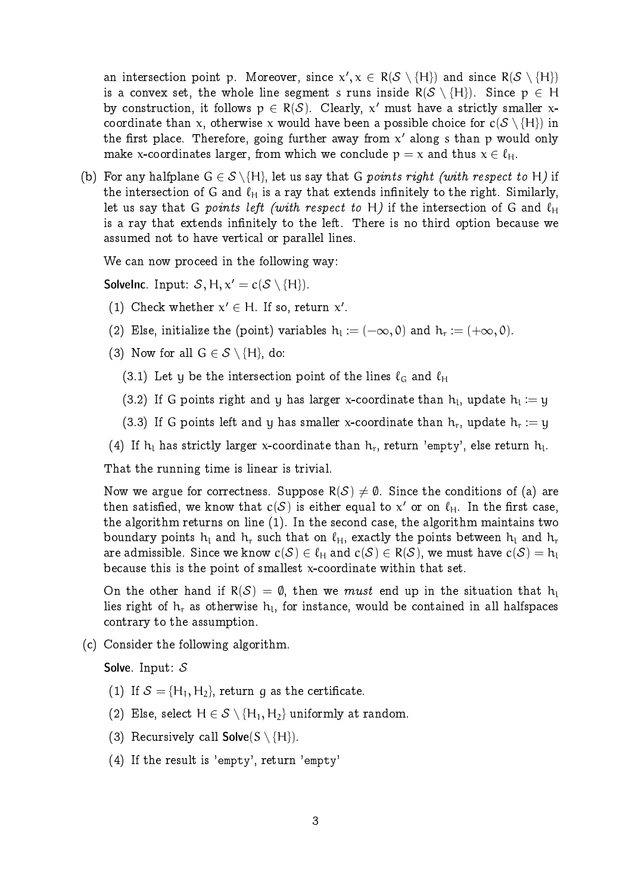an intersection point $p$. Moreover, since $x', x \in R(\mathcal{S} \setminus \{H\})$ and since $R(\mathcal{S} \setminus \{H\})$ is a convex set, the whole line segment $s$ runs inside $R(\mathcal{S} \setminus \{H\})$. Since $p \in H$ by construction, it follows $p \in R(\mathcal{S})$. Clearly, $x'$ must have a strictly smaller x-coordinate than $x$, otherwise $x$ would have been a possible choice for $c(\mathcal{S} \setminus \{H\})$ in the first place. Therefore, going further away from $x'$ along $s$ than $p$ would only make x-coordinates larger, from which we conclude $p = x$ and thus $x \in \ell_H$.

(b) For any halfplane $G \in \mathcal{S} \setminus \{H\}$, let us say that $G$ *points right (with respect to $H$)* if the intersection of $G$ and $\ell_H$ is a ray that extends infinitely to the right. Similarly, let us say that $G$ *points left (with respect to $H$)* if the intersection of $G$ and $\ell_H$ is a ray that extends infinitely to the left. There is no third option because we assumed not to have vertical or parallel lines.

We can now proceed in the following way:

**SolveInc**. Input: $\mathcal{S}, H, x' = c(\mathcal{S} \setminus \{H\})$.

(1) Check whether $x' \in H$. If so, return $x'$.

(2) Else, initialize the (point) variables $h_l := (-\infty, 0)$ and $h_r := (+\infty, 0)$.

(3) Now for all $G \in \mathcal{S} \setminus \{H\}$, do:

(3.1) Let $y$ be the intersection point of the lines $\ell_G$ and $\ell_H$

(3.2) If $G$ points right and $y$ has larger x-coordinate than $h_l$, update $h_l := y$

(3.3) If $G$ points left and $y$ has smaller x-coordinate than $h_r$, update $h_r := y$

(4) If $h_l$ has strictly larger x-coordinate than $h_r$, return 'empty', else return $h_l$.

That the running time is linear is trivial.

Now we argue for correctness. Suppose $R(\mathcal{S}) \neq \emptyset$. Since the conditions of (a) are then satisfied, we know that $c(\mathcal{S})$ is either equal to $x'$ or on $\ell_H$. In the first case, the algorithm returns on line (1). In the second case, the algorithm maintains two boundary points $h_l$ and $h_r$ such that on $\ell_H$, exactly the points between $h_l$ and $h_r$ are admissible. Since we know $c(\mathcal{S}) \in \ell_H$ and $c(\mathcal{S}) \in R(\mathcal{S})$, we must have $c(\mathcal{S}) = h_l$ because this is the point of smallest x-coordinate within that set.

On the other hand if $R(\mathcal{S}) = \emptyset$, then we *must* end up in the situation that $h_l$ lies right of $h_r$ as otherwise $h_l$, for instance, would be contained in all halfspaces contrary to the assumption.

(c) Consider the following algorithm.

**Solve**. Input: $\mathcal{S}$

(1) If $\mathcal{S} = \{H_1, H_2\}$, return $g$ as the certificate.

(2) Else, select $H \in \mathcal{S} \setminus \{H_1, H_2\}$ uniformly at random.

(3) Recursively call **Solve**$(S \setminus \{H\})$.

(4) If the result is 'empty', return 'empty'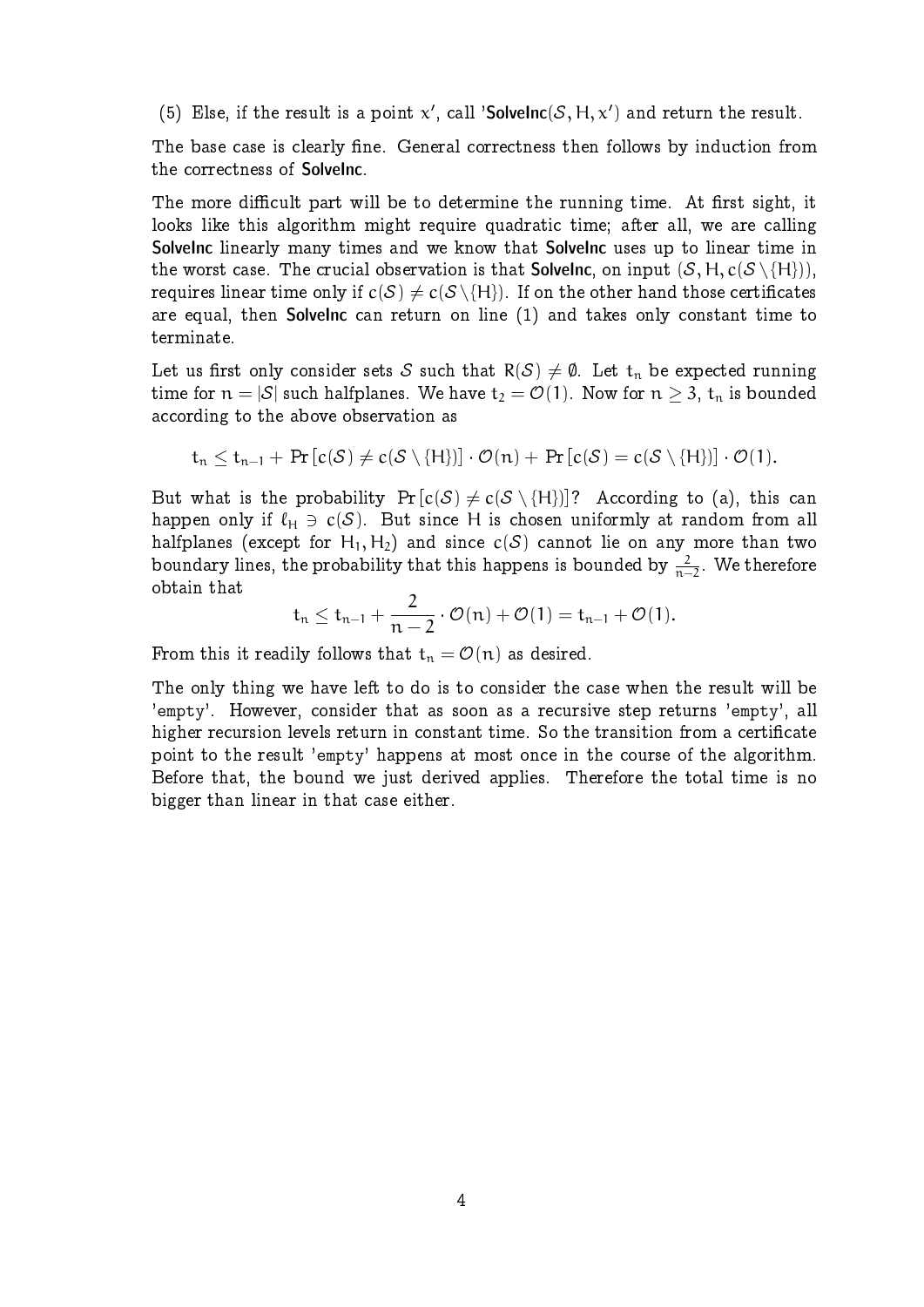(5) Else, if the result is a point $x'$, call '**SolveInc**$(\mathcal{S}, H, x')$ and return the result.

The base case is clearly fine. General correctness then follows by induction from the correctness of **SolveInc**.

The more difficult part will be to determine the running time. At first sight, it looks like this algorithm might require quadratic time; after all, we are calling **SolveInc** linearly many times and we know that **SolveInc** uses up to linear time in the worst case. The crucial observation is that **SolveInc**, on input $(\mathcal{S}, H, c(\mathcal{S} \setminus \{H\}))$, requires linear time only if $c(\mathcal{S}) \neq c(\mathcal{S} \setminus \{H\})$. If on the other hand those certificates are equal, then **SolveInc** can return on line (1) and takes only constant time to terminate.

Let us first only consider sets $\mathcal{S}$ such that $R(\mathcal{S}) \neq \emptyset$. Let $t_n$ be expected running time for $n = |\mathcal{S}|$ such halfplanes. We have $t_2 = \mathcal{O}(1)$. Now for $n \geq 3$, $t_n$ is bounded according to the above observation as

$$t_n \leq t_{n-1} + \Pr[c(\mathcal{S}) \neq c(\mathcal{S} \setminus \{H\})] \cdot \mathcal{O}(n) + \Pr[c(\mathcal{S}) = c(\mathcal{S} \setminus \{H\})] \cdot \mathcal{O}(1).$$

But what is the probability $\Pr[c(\mathcal{S}) \neq c(\mathcal{S} \setminus \{H\})]$? According to (a), this can happen only if $\ell_H \ni c(\mathcal{S})$. But since $H$ is chosen uniformly at random from all halfplanes (except for $H_1, H_2$) and since $c(\mathcal{S})$ cannot lie on any more than two boundary lines, the probability that this happens is bounded by $\frac{2}{n-2}$. We therefore obtain that

$$t_n \leq t_{n-1} + \frac{2}{n-2} \cdot \mathcal{O}(n) + \mathcal{O}(1) = t_{n-1} + \mathcal{O}(1).$$

From this it readily follows that $t_n = \mathcal{O}(n)$ as desired.

The only thing we have left to do is to consider the case when the result will be 'empty'. However, consider that as soon as a recursive step returns 'empty', all higher recursion levels return in constant time. So the transition from a certificate point to the result 'empty' happens at most once in the course of the algorithm. Before that, the bound we just derived applies. Therefore the total time is no bigger than linear in that case either.